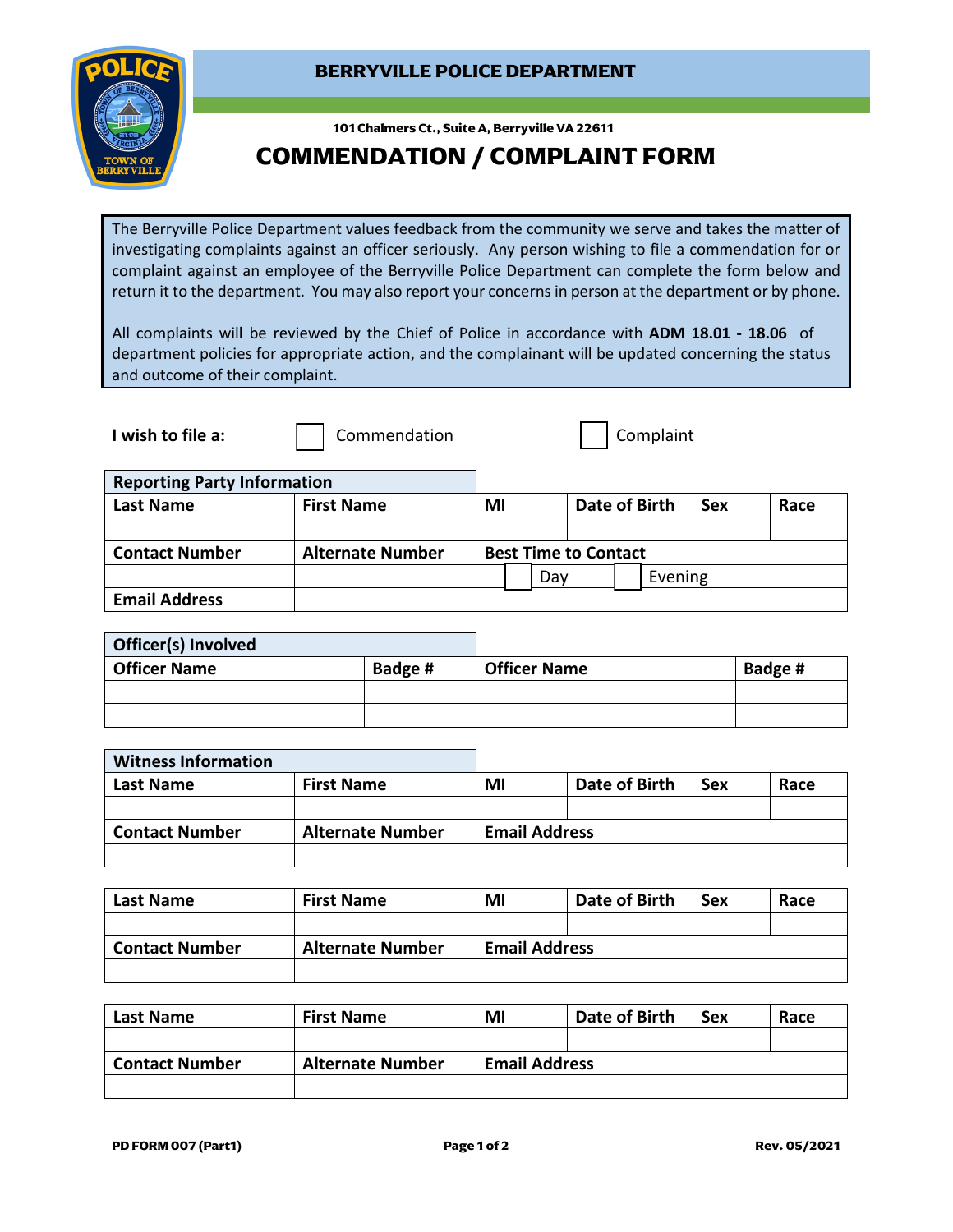# BERRYVILLE POLICE DEPARTMENT

101 Chalmers Ct., Suite A, Berryville VA 22611

## COMMENDATION / COMPLAINT FORM

The Berryville Police Department values feedback from the community we serve and takes the matter of investigating complaints against an officer seriously. Any person wishing to file a commendation for or complaint against an employee of the Berryville Police Department can complete the form below and return it to the department. You may also report your concerns in person at the department or by phone.

All complaints will be reviewed by the Chief of Police in accordance with **ADM 18.01 - 18.06** of department policies for appropriate action, and the complainant will be updated concerning the status and outcome of their complaint.

**I wish to file a:** ☐ Commendation ☐ Complaint

**Reporting Party Information**

| Last Name | First Name | MI | Date of Birth | Sex | Race |
|---|---|---|---|---|---|
| | | | | | |
| **Contact Number** | **Alternate Number** | **Best Time to Contact** | | | |
| | | ☐ Day | ☐ Evening | | |
| **Email Address** | | | | | |

**Officer(s) Involved**

| Officer Name | Badge # | Officer Name | Badge # |
|---|---|---|---|
| | | | |
| | | | |

**Witness Information**

| Last Name | First Name | MI | Date of Birth | Sex | Race |
|---|---|---|---|---|---|
| | | | | | |
| **Contact Number** | **Alternate Number** | **Email Address** | | | |
| | | | | | |

| Last Name | First Name | MI | Date of Birth | Sex | Race |
|---|---|---|---|---|---|
| | | | | | |
| **Contact Number** | **Alternate Number** | **Email Address** | | | |
| | | | | | |

| Last Name | First Name | MI | Date of Birth | Sex | Race |
|---|---|---|---|---|---|
| | | | | | |
| **Contact Number** | **Alternate Number** | **Email Address** | | | |
| | | | | | |

PD FORM 007 (Part1) Rev. 05/2021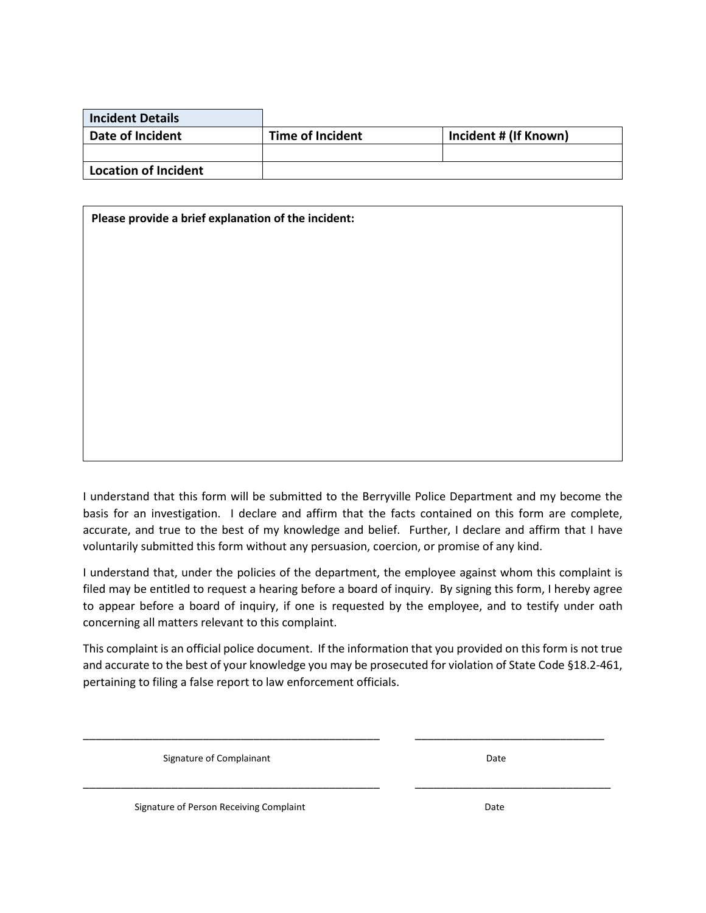| Incident Details | | |
|---|---|---|
| **Date of Incident** | **Time of Incident** | **Incident # (If Known)** |
| | | |
| **Location of Incident** | | |

| **Please provide a brief explanation of the incident:** |
|---|
| |

I understand that this form will be submitted to the Berryville Police Department and my become the basis for an investigation. I declare and affirm that the facts contained on this form are complete, accurate, and true to the best of my knowledge and belief. Further, I declare and affirm that I have voluntarily submitted this form without any persuasion, coercion, or promise of any kind.

I understand that, under the policies of the department, the employee against whom this complaint is filed may be entitled to request a hearing before a board of inquiry. By signing this form, I hereby agree to appear before a board of inquiry, if one is requested by the employee, and to testify under oath concerning all matters relevant to this complaint.

This complaint is an official police document. If the information that you provided on this form is not true and accurate to the best of your knowledge you may be prosecuted for violation of State Code §18.2-461, pertaining to filing a false report to law enforcement officials.

\_\_\_\_\_\_\_\_\_\_\_\_\_\_\_\_\_\_\_\_\_\_\_\_\_\_\_\_\_\_\_\_\_\_\_\_\_\_\_\_\_\_\_\_ \_\_\_\_\_\_\_\_\_\_\_\_\_\_\_\_\_\_\_\_\_\_\_\_\_\_\_\_

Signature of Complainant Date

\_\_\_\_\_\_\_\_\_\_\_\_\_\_\_\_\_\_\_\_\_\_\_\_\_\_\_\_\_\_\_\_\_\_\_\_\_\_\_\_\_\_\_\_ \_\_\_\_\_\_\_\_\_\_\_\_\_\_\_\_\_\_\_\_\_\_\_\_\_\_\_\_

Signature of Person Receiving Complaint Date